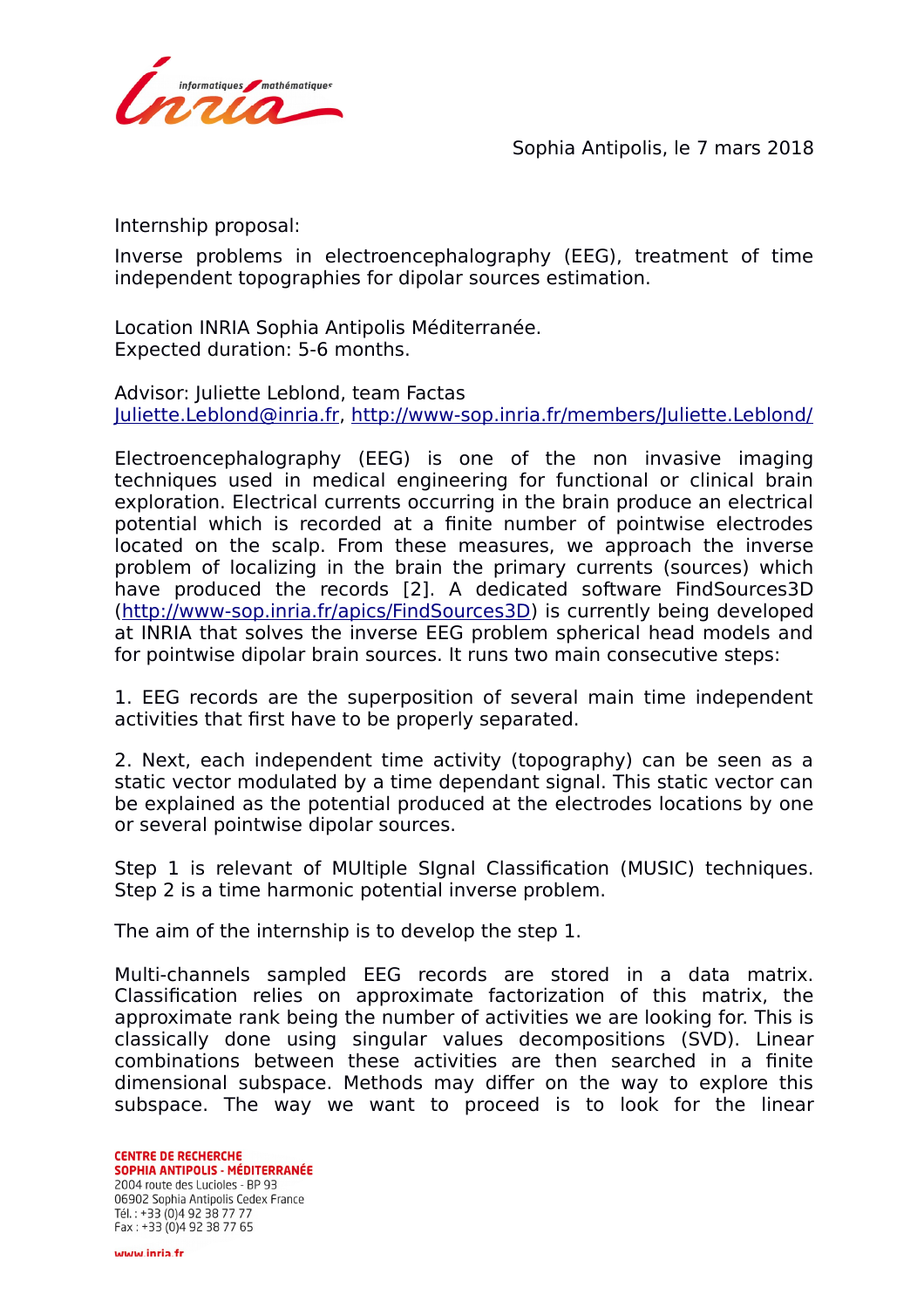Sophia Antipolis, le 7 mars 2018

Internship proposal:

Inverse problems in electroencephalography (EEG), treatment of time independent topographies for dipolar sources estimation.

Location INRIA Sophia Antipolis Méditerranée.
Expected duration: 5-6 months.

Advisor: Juliette Leblond, team Factas
Juliette.Leblond@inria.fr, http://www-sop.inria.fr/members/Juliette.Leblond/

Electroencephalography (EEG) is one of the non invasive imaging techniques used in medical engineering for functional or clinical brain exploration. Electrical currents occurring in the brain produce an electrical potential which is recorded at a finite number of pointwise electrodes located on the scalp. From these measures, we approach the inverse problem of localizing in the brain the primary currents (sources) which have produced the records [2]. A dedicated software FindSources3D (http://www-sop.inria.fr/apics/FindSources3D) is currently being developed at INRIA that solves the inverse EEG problem spherical head models and for pointwise dipolar brain sources. It runs two main consecutive steps:

1. EEG records are the superposition of several main time independent activities that first have to be properly separated.

2. Next, each independent time activity (topography) can be seen as a static vector modulated by a time dependant signal. This static vector can be explained as the potential produced at the electrodes locations by one or several pointwise dipolar sources.

Step 1 is relevant of MUltiple SIgnal Classification (MUSIC) techniques. Step 2 is a time harmonic potential inverse problem.

The aim of the internship is to develop the step 1.

Multi-channels sampled EEG records are stored in a data matrix. Classification relies on approximate factorization of this matrix, the approximate rank being the number of activities we are looking for. This is classically done using singular values decompositions (SVD). Linear combinations between these activities are then searched in a finite dimensional subspace. Methods may differ on the way to explore this subspace. The way we want to proceed is to look for the linear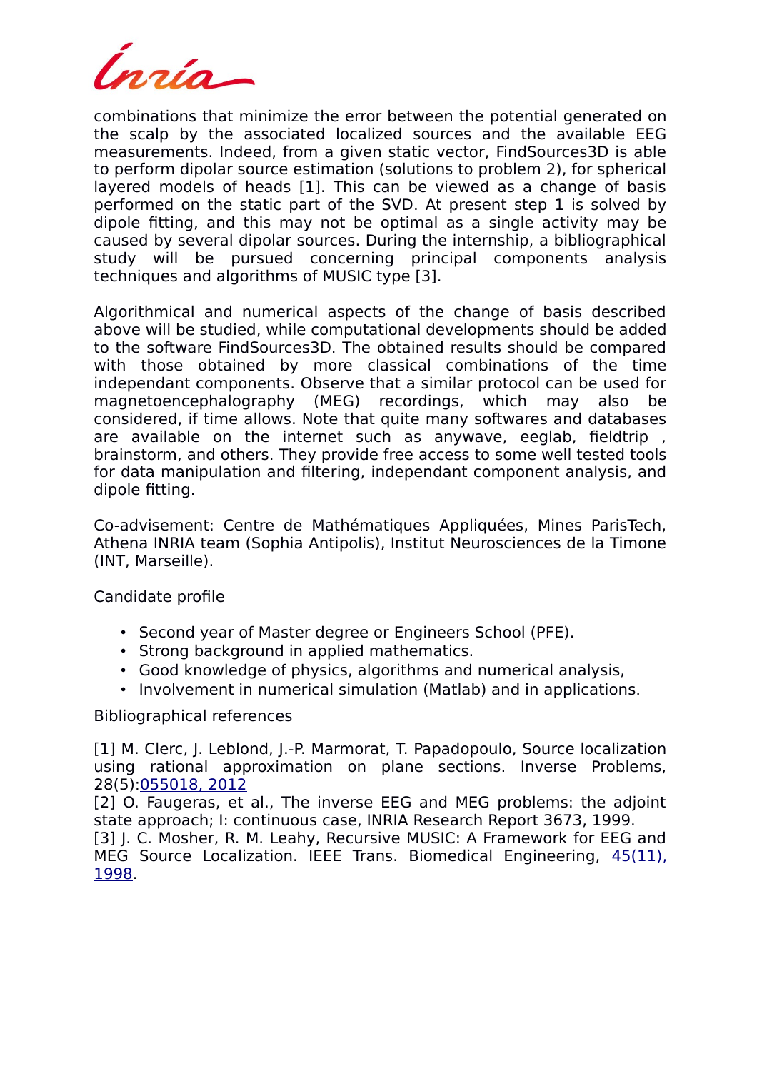combinations that minimize the error between the potential generated on the scalp by the associated localized sources and the available EEG measurements. Indeed, from a given static vector, FindSources3D is able to perform dipolar source estimation (solutions to problem 2), for spherical layered models of heads [1]. This can be viewed as a change of basis performed on the static part of the SVD. At present step 1 is solved by dipole fitting, and this may not be optimal as a single activity may be caused by several dipolar sources. During the internship, a bibliographical study will be pursued concerning principal components analysis techniques and algorithms of MUSIC type [3].

Algorithmical and numerical aspects of the change of basis described above will be studied, while computational developments should be added to the software FindSources3D. The obtained results should be compared with those obtained by more classical combinations of the time independant components. Observe that a similar protocol can be used for magnetoencephalography (MEG) recordings, which may also be considered, if time allows. Note that quite many softwares and databases are available on the internet such as anywave, eeglab, fieldtrip , brainstorm, and others. They provide free access to some well tested tools for data manipulation and filtering, independant component analysis, and dipole fitting.

Co-advisement: Centre de Mathématiques Appliquées, Mines ParisTech, Athena INRIA team (Sophia Antipolis), Institut Neurosciences de la Timone (INT, Marseille).

Candidate profile

- Second year of Master degree or Engineers School (PFE).
- Strong background in applied mathematics.
- Good knowledge of physics, algorithms and numerical analysis,
- Involvement in numerical simulation (Matlab) and in applications.

Bibliographical references

[1] M. Clerc, J. Leblond, J.-P. Marmorat, T. Papadopoulo, Source localization using rational approximation on plane sections. Inverse Problems, 28(5):055018, 2012

[2] O. Faugeras, et al., The inverse EEG and MEG problems: the adjoint state approach; I: continuous case, INRIA Research Report 3673, 1999.

[3] J. C. Mosher, R. M. Leahy, Recursive MUSIC: A Framework for EEG and MEG Source Localization. IEEE Trans. Biomedical Engineering, 45(11), 1998.